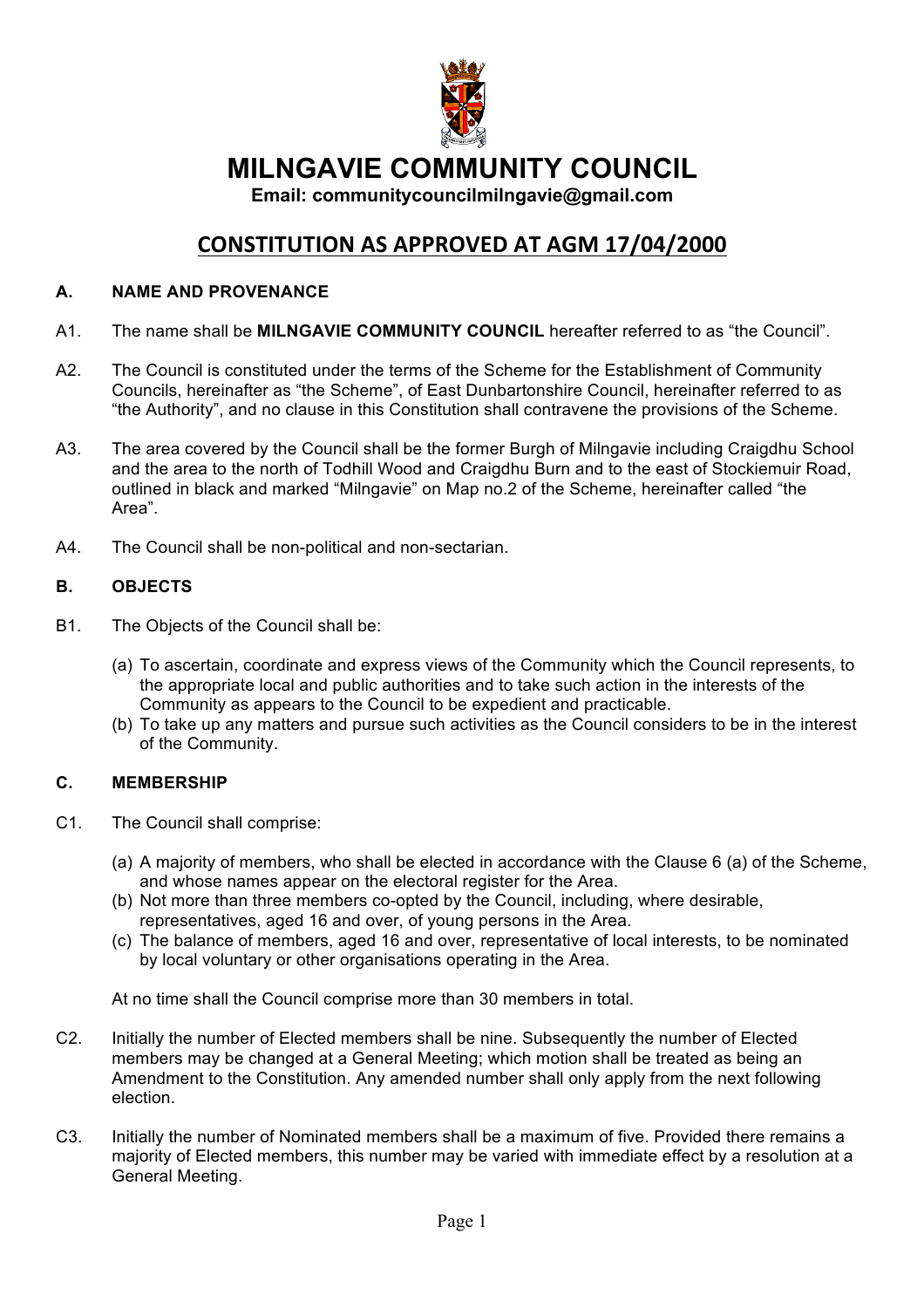# MILNGAVIE COMMUNITY COUNCIL

**Email: communitycouncilmilngavie@gmail.com**

## CONSTITUTION AS APPROVED AT AGM 17/04/2000

### A. NAME AND PROVENANCE

A1. The name shall be **MILNGAVIE COMMUNITY COUNCIL** hereafter referred to as "the Council".

A2. The Council is constituted under the terms of the Scheme for the Establishment of Community Councils, hereinafter as "the Scheme", of East Dunbartonshire Council, hereinafter referred to as "the Authority", and no clause in this Constitution shall contravene the provisions of the Scheme.

A3. The area covered by the Council shall be the former Burgh of Milngavie including Craigdhu School and the area to the north of Todhill Wood and Craigdhu Burn and to the east of Stockiemuir Road, outlined in black and marked "Milngavie" on Map no.2 of the Scheme, hereinafter called "the Area".

A4. The Council shall be non-political and non-sectarian.

### B. OBJECTS

B1. The Objects of the Council shall be:

(a) To ascertain, coordinate and express views of the Community which the Council represents, to the appropriate local and public authorities and to take such action in the interests of the Community as appears to the Council to be expedient and practicable.
(b) To take up any matters and pursue such activities as the Council considers to be in the interest of the Community.

### C. MEMBERSHIP

C1. The Council shall comprise:

(a) A majority of members, who shall be elected in accordance with the Clause 6 (a) of the Scheme, and whose names appear on the electoral register for the Area.
(b) Not more than three members co-opted by the Council, including, where desirable, representatives, aged 16 and over, of young persons in the Area.
(c) The balance of members, aged 16 and over, representative of local interests, to be nominated by local voluntary or other organisations operating in the Area.

At no time shall the Council comprise more than 30 members in total.

C2. Initially the number of Elected members shall be nine. Subsequently the number of Elected members may be changed at a General Meeting; which motion shall be treated as being an Amendment to the Constitution. Any amended number shall only apply from the next following election.

C3. Initially the number of Nominated members shall be a maximum of five. Provided there remains a majority of Elected members, this number may be varied with immediate effect by a resolution at a General Meeting.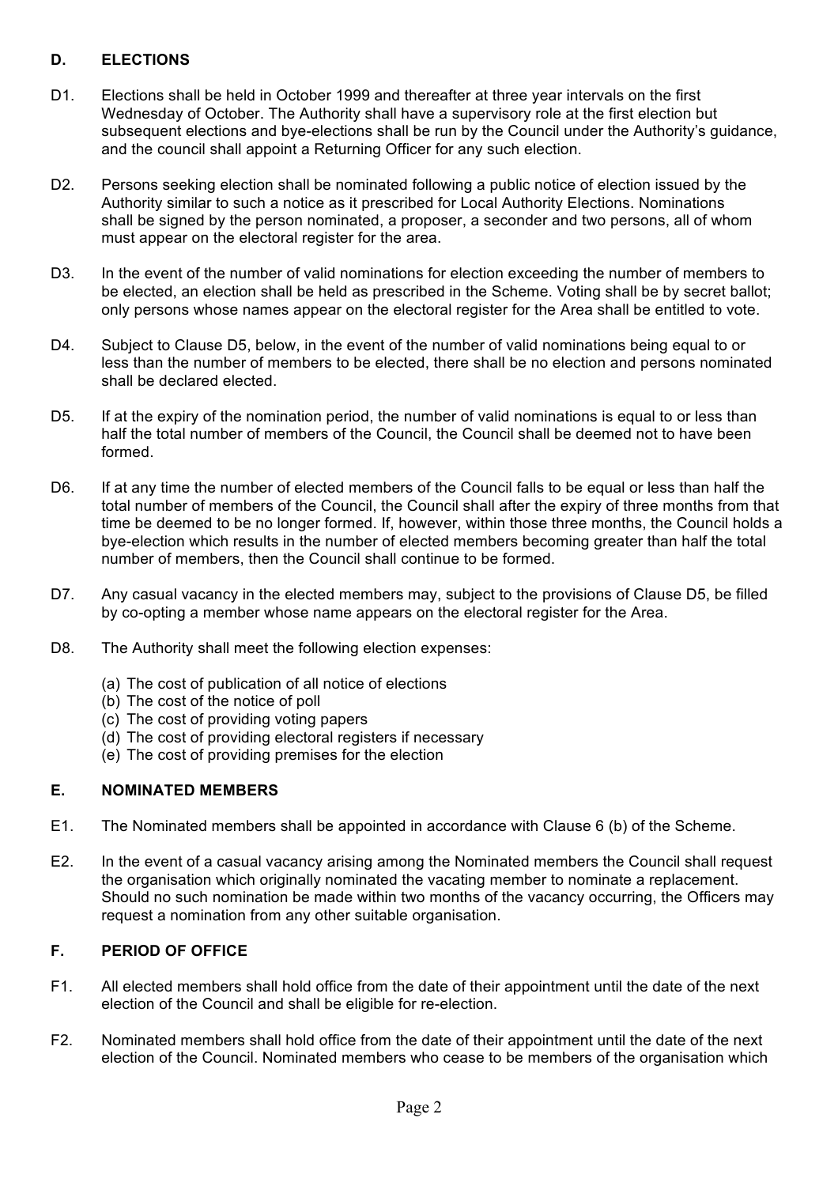## D. ELECTIONS

D1. Elections shall be held in October 1999 and thereafter at three year intervals on the first Wednesday of October. The Authority shall have a supervisory role at the first election but subsequent elections and bye-elections shall be run by the Council under the Authority's guidance, and the council shall appoint a Returning Officer for any such election.

D2. Persons seeking election shall be nominated following a public notice of election issued by the Authority similar to such a notice as it prescribed for Local Authority Elections. Nominations shall be signed by the person nominated, a proposer, a seconder and two persons, all of whom must appear on the electoral register for the area.

D3. In the event of the number of valid nominations for election exceeding the number of members to be elected, an election shall be held as prescribed in the Scheme. Voting shall be by secret ballot; only persons whose names appear on the electoral register for the Area shall be entitled to vote.

D4. Subject to Clause D5, below, in the event of the number of valid nominations being equal to or less than the number of members to be elected, there shall be no election and persons nominated shall be declared elected.

D5. If at the expiry of the nomination period, the number of valid nominations is equal to or less than half the total number of members of the Council, the Council shall be deemed not to have been formed.

D6. If at any time the number of elected members of the Council falls to be equal or less than half the total number of members of the Council, the Council shall after the expiry of three months from that time be deemed to be no longer formed. If, however, within those three months, the Council holds a bye-election which results in the number of elected members becoming greater than half the total number of members, then the Council shall continue to be formed.

D7. Any casual vacancy in the elected members may, subject to the provisions of Clause D5, be filled by co-opting a member whose name appears on the electoral register for the Area.

D8. The Authority shall meet the following election expenses:

(a) The cost of publication of all notice of elections
(b) The cost of the notice of poll
(c) The cost of providing voting papers
(d) The cost of providing electoral registers if necessary
(e) The cost of providing premises for the election

## E. NOMINATED MEMBERS

E1. The Nominated members shall be appointed in accordance with Clause 6 (b) of the Scheme.

E2. In the event of a casual vacancy arising among the Nominated members the Council shall request the organisation which originally nominated the vacating member to nominate a replacement. Should no such nomination be made within two months of the vacancy occurring, the Officers may request a nomination from any other suitable organisation.

## F. PERIOD OF OFFICE

F1. All elected members shall hold office from the date of their appointment until the date of the next election of the Council and shall be eligible for re-election.

F2. Nominated members shall hold office from the date of their appointment until the date of the next election of the Council. Nominated members who cease to be members of the organisation which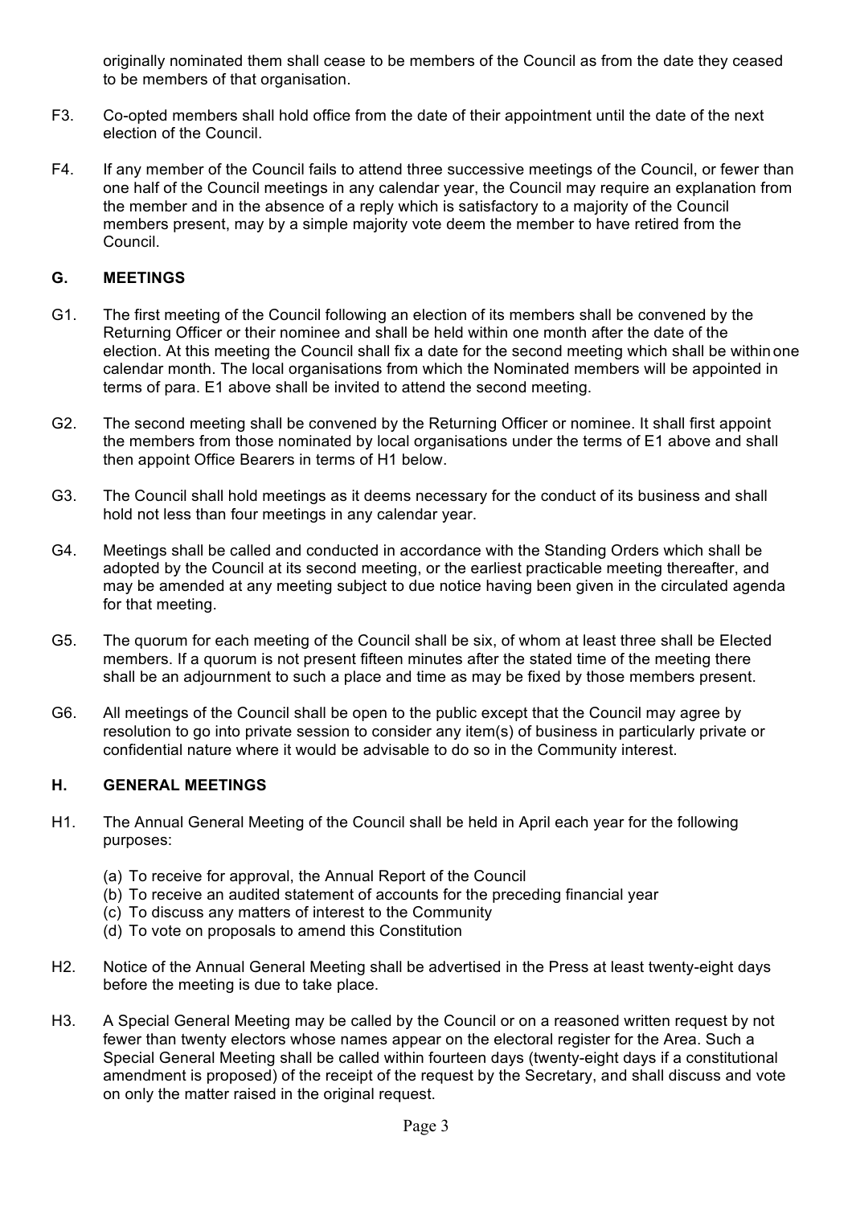originally nominated them shall cease to be members of the Council as from the date they ceased to be members of that organisation.

F3. Co-opted members shall hold office from the date of their appointment until the date of the next election of the Council.

F4. If any member of the Council fails to attend three successive meetings of the Council, or fewer than one half of the Council meetings in any calendar year, the Council may require an explanation from the member and in the absence of a reply which is satisfactory to a majority of the Council members present, may by a simple majority vote deem the member to have retired from the Council.

## G. MEETINGS

G1. The first meeting of the Council following an election of its members shall be convened by the Returning Officer or their nominee and shall be held within one month after the date of the election. At this meeting the Council shall fix a date for the second meeting which shall be within one calendar month. The local organisations from which the Nominated members will be appointed in terms of para. E1 above shall be invited to attend the second meeting.

G2. The second meeting shall be convened by the Returning Officer or nominee. It shall first appoint the members from those nominated by local organisations under the terms of E1 above and shall then appoint Office Bearers in terms of H1 below.

G3. The Council shall hold meetings as it deems necessary for the conduct of its business and shall hold not less than four meetings in any calendar year.

G4. Meetings shall be called and conducted in accordance with the Standing Orders which shall be adopted by the Council at its second meeting, or the earliest practicable meeting thereafter, and may be amended at any meeting subject to due notice having been given in the circulated agenda for that meeting.

G5. The quorum for each meeting of the Council shall be six, of whom at least three shall be Elected members. If a quorum is not present fifteen minutes after the stated time of the meeting there shall be an adjournment to such a place and time as may be fixed by those members present.

G6. All meetings of the Council shall be open to the public except that the Council may agree by resolution to go into private session to consider any item(s) of business in particularly private or confidential nature where it would be advisable to do so in the Community interest.

## H. GENERAL MEETINGS

H1. The Annual General Meeting of the Council shall be held in April each year for the following purposes:

(a) To receive for approval, the Annual Report of the Council
(b) To receive an audited statement of accounts for the preceding financial year
(c) To discuss any matters of interest to the Community
(d) To vote on proposals to amend this Constitution

H2. Notice of the Annual General Meeting shall be advertised in the Press at least twenty-eight days before the meeting is due to take place.

H3. A Special General Meeting may be called by the Council or on a reasoned written request by not fewer than twenty electors whose names appear on the electoral register for the Area. Such a Special General Meeting shall be called within fourteen days (twenty-eight days if a constitutional amendment is proposed) of the receipt of the request by the Secretary, and shall discuss and vote on only the matter raised in the original request.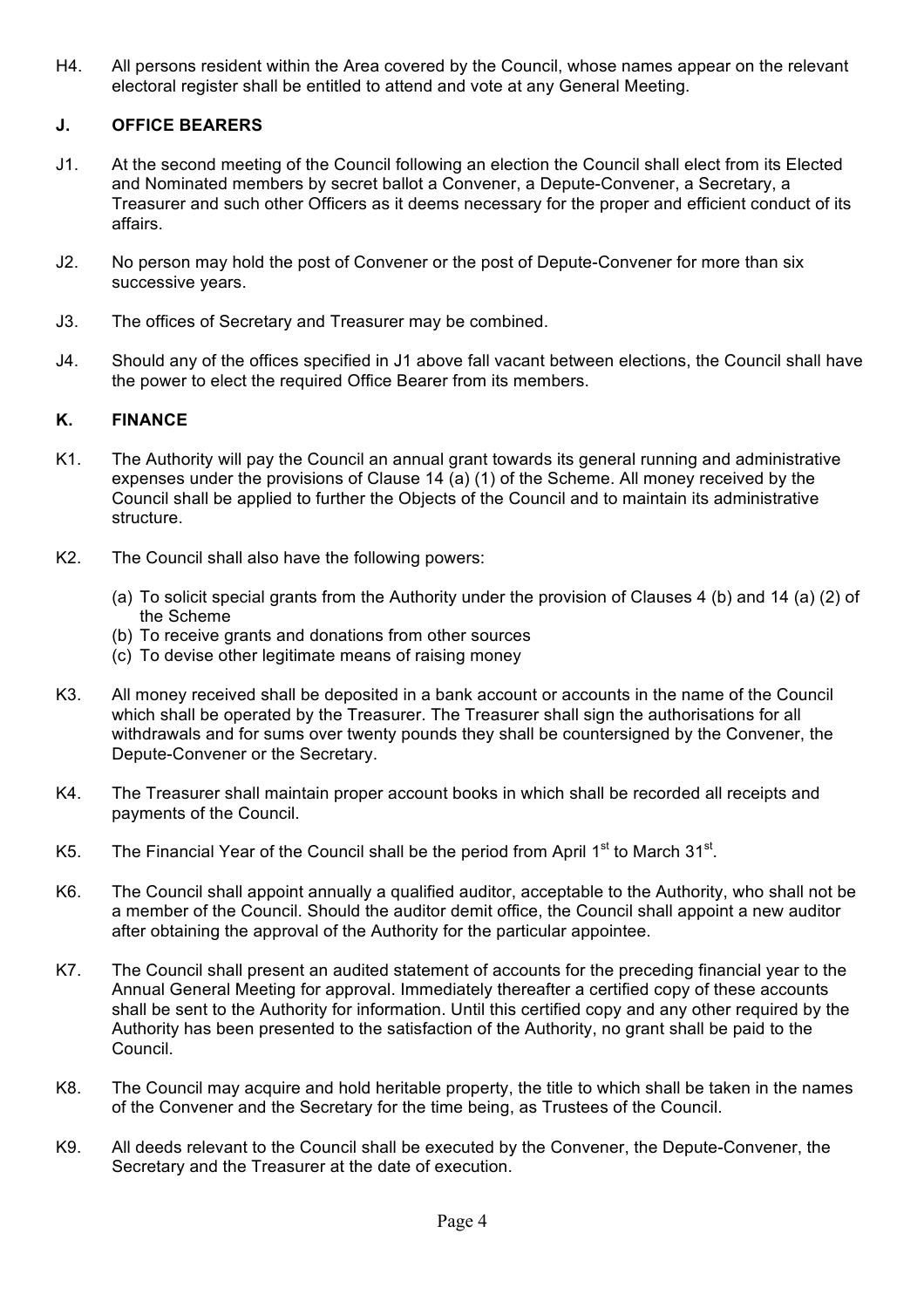H4. All persons resident within the Area covered by the Council, whose names appear on the relevant electoral register shall be entitled to attend and vote at any General Meeting.

## J. OFFICE BEARERS

J1. At the second meeting of the Council following an election the Council shall elect from its Elected and Nominated members by secret ballot a Convener, a Depute-Convener, a Secretary, a Treasurer and such other Officers as it deems necessary for the proper and efficient conduct of its affairs.

J2. No person may hold the post of Convener or the post of Depute-Convener for more than six successive years.

J3. The offices of Secretary and Treasurer may be combined.

J4. Should any of the offices specified in J1 above fall vacant between elections, the Council shall have the power to elect the required Office Bearer from its members.

## K. FINANCE

K1. The Authority will pay the Council an annual grant towards its general running and administrative expenses under the provisions of Clause 14 (a) (1) of the Scheme. All money received by the Council shall be applied to further the Objects of the Council and to maintain its administrative structure.

K2. The Council shall also have the following powers:

(a) To solicit special grants from the Authority under the provision of Clauses 4 (b) and 14 (a) (2) of the Scheme
(b) To receive grants and donations from other sources
(c) To devise other legitimate means of raising money

K3. All money received shall be deposited in a bank account or accounts in the name of the Council which shall be operated by the Treasurer. The Treasurer shall sign the authorisations for all withdrawals and for sums over twenty pounds they shall be countersigned by the Convener, the Depute-Convener or the Secretary.

K4. The Treasurer shall maintain proper account books in which shall be recorded all receipts and payments of the Council.

K5. The Financial Year of the Council shall be the period from April 1st to March 31st.

K6. The Council shall appoint annually a qualified auditor, acceptable to the Authority, who shall not be a member of the Council. Should the auditor demit office, the Council shall appoint a new auditor after obtaining the approval of the Authority for the particular appointee.

K7. The Council shall present an audited statement of accounts for the preceding financial year to the Annual General Meeting for approval. Immediately thereafter a certified copy of these accounts shall be sent to the Authority for information. Until this certified copy and any other required by the Authority has been presented to the satisfaction of the Authority, no grant shall be paid to the Council.

K8. The Council may acquire and hold heritable property, the title to which shall be taken in the names of the Convener and the Secretary for the time being, as Trustees of the Council.

K9. All deeds relevant to the Council shall be executed by the Convener, the Depute-Convener, the Secretary and the Treasurer at the date of execution.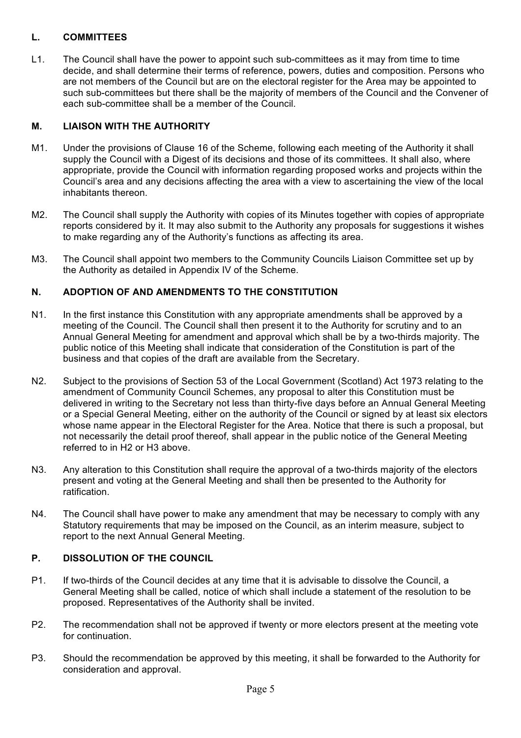## L. COMMITTEES

L1. The Council shall have the power to appoint such sub-committees as it may from time to time decide, and shall determine their terms of reference, powers, duties and composition. Persons who are not members of the Council but are on the electoral register for the Area may be appointed to such sub-committees but there shall be the majority of members of the Council and the Convener of each sub-committee shall be a member of the Council.

## M. LIAISON WITH THE AUTHORITY

M1. Under the provisions of Clause 16 of the Scheme, following each meeting of the Authority it shall supply the Council with a Digest of its decisions and those of its committees. It shall also, where appropriate, provide the Council with information regarding proposed works and projects within the Council's area and any decisions affecting the area with a view to ascertaining the view of the local inhabitants thereon.

M2. The Council shall supply the Authority with copies of its Minutes together with copies of appropriate reports considered by it. It may also submit to the Authority any proposals for suggestions it wishes to make regarding any of the Authority's functions as affecting its area.

M3. The Council shall appoint two members to the Community Councils Liaison Committee set up by the Authority as detailed in Appendix IV of the Scheme.

## N. ADOPTION OF AND AMENDMENTS TO THE CONSTITUTION

N1. In the first instance this Constitution with any appropriate amendments shall be approved by a meeting of the Council. The Council shall then present it to the Authority for scrutiny and to an Annual General Meeting for amendment and approval which shall be by a two-thirds majority. The public notice of this Meeting shall indicate that consideration of the Constitution is part of the business and that copies of the draft are available from the Secretary.

N2. Subject to the provisions of Section 53 of the Local Government (Scotland) Act 1973 relating to the amendment of Community Council Schemes, any proposal to alter this Constitution must be delivered in writing to the Secretary not less than thirty-five days before an Annual General Meeting or a Special General Meeting, either on the authority of the Council or signed by at least six electors whose name appear in the Electoral Register for the Area. Notice that there is such a proposal, but not necessarily the detail proof thereof, shall appear in the public notice of the General Meeting referred to in H2 or H3 above.

N3. Any alteration to this Constitution shall require the approval of a two-thirds majority of the electors present and voting at the General Meeting and shall then be presented to the Authority for ratification.

N4. The Council shall have power to make any amendment that may be necessary to comply with any Statutory requirements that may be imposed on the Council, as an interim measure, subject to report to the next Annual General Meeting.

## P. DISSOLUTION OF THE COUNCIL

P1. If two-thirds of the Council decides at any time that it is advisable to dissolve the Council, a General Meeting shall be called, notice of which shall include a statement of the resolution to be proposed. Representatives of the Authority shall be invited.

P2. The recommendation shall not be approved if twenty or more electors present at the meeting vote for continuation.

P3. Should the recommendation be approved by this meeting, it shall be forwarded to the Authority for consideration and approval.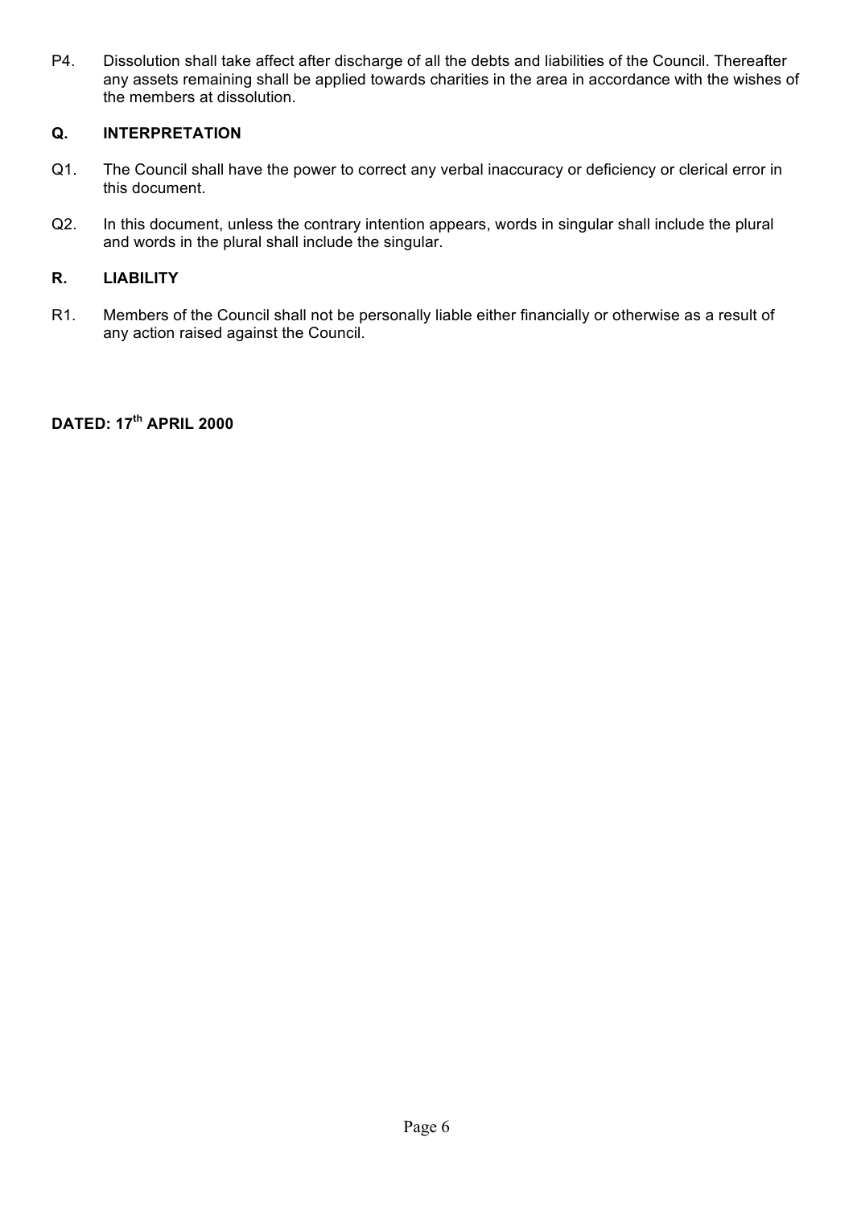P4. Dissolution shall take affect after discharge of all the debts and liabilities of the Council. Thereafter any assets remaining shall be applied towards charities in the area in accordance with the wishes of the members at dissolution.

## Q. INTERPRETATION

Q1. The Council shall have the power to correct any verbal inaccuracy or deficiency or clerical error in this document.

Q2. In this document, unless the contrary intention appears, words in singular shall include the plural and words in the plural shall include the singular.

## R. LIABILITY

R1. Members of the Council shall not be personally liable either financially or otherwise as a result of any action raised against the Council.

**DATED: 17th APRIL 2000**